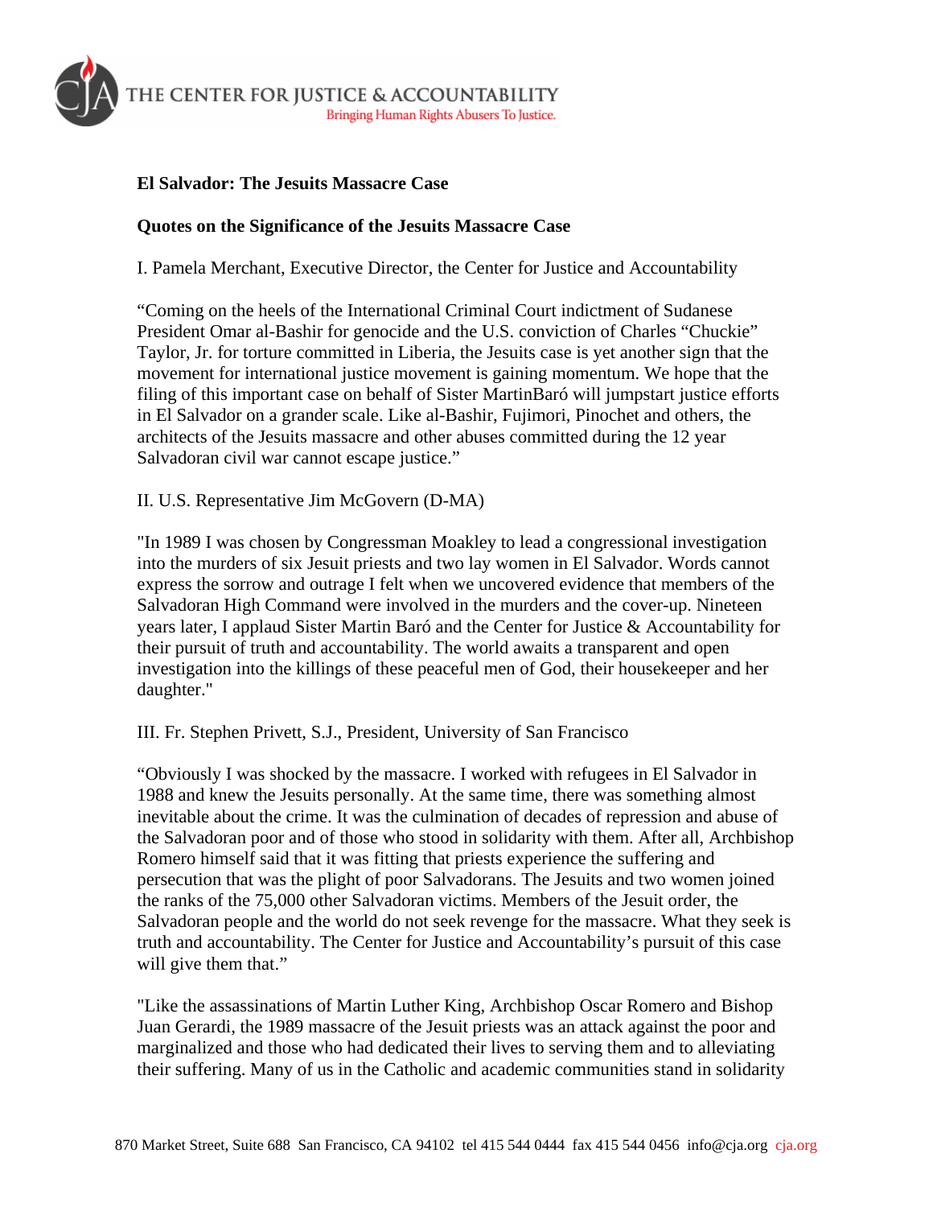THE CENTER FOR JUSTICE & ACCOUNTABILITY
Bringing Human Rights Abusers To Justice.

**El Salvador: The Jesuits Massacre Case**

**Quotes on the Significance of the Jesuits Massacre Case**

I. Pamela Merchant, Executive Director, the Center for Justice and Accountability

"Coming on the heels of the International Criminal Court indictment of Sudanese President Omar al-Bashir for genocide and the U.S. conviction of Charles "Chuckie" Taylor, Jr. for torture committed in Liberia, the Jesuits case is yet another sign that the movement for international justice movement is gaining momentum. We hope that the filing of this important case on behalf of Sister MartinBaró will jumpstart justice efforts in El Salvador on a grander scale. Like al-Bashir, Fujimori, Pinochet and others, the architects of the Jesuits massacre and other abuses committed during the 12 year Salvadoran civil war cannot escape justice."

II. U.S. Representative Jim McGovern (D-MA)

"In 1989 I was chosen by Congressman Moakley to lead a congressional investigation into the murders of six Jesuit priests and two lay women in El Salvador. Words cannot express the sorrow and outrage I felt when we uncovered evidence that members of the Salvadoran High Command were involved in the murders and the cover-up. Nineteen years later, I applaud Sister Martin Baró and the Center for Justice & Accountability for their pursuit of truth and accountability. The world awaits a transparent and open investigation into the killings of these peaceful men of God, their housekeeper and her daughter."

III. Fr. Stephen Privett, S.J., President, University of San Francisco

"Obviously I was shocked by the massacre. I worked with refugees in El Salvador in 1988 and knew the Jesuits personally. At the same time, there was something almost inevitable about the crime. It was the culmination of decades of repression and abuse of the Salvadoran poor and of those who stood in solidarity with them. After all, Archbishop Romero himself said that it was fitting that priests experience the suffering and persecution that was the plight of poor Salvadorans. The Jesuits and two women joined the ranks of the 75,000 other Salvadoran victims. Members of the Jesuit order, the Salvadoran people and the world do not seek revenge for the massacre. What they seek is truth and accountability. The Center for Justice and Accountability's pursuit of this case will give them that."

"Like the assassinations of Martin Luther King, Archbishop Oscar Romero and Bishop Juan Gerardi, the 1989 massacre of the Jesuit priests was an attack against the poor and marginalized and those who had dedicated their lives to serving them and to alleviating their suffering. Many of us in the Catholic and academic communities stand in solidarity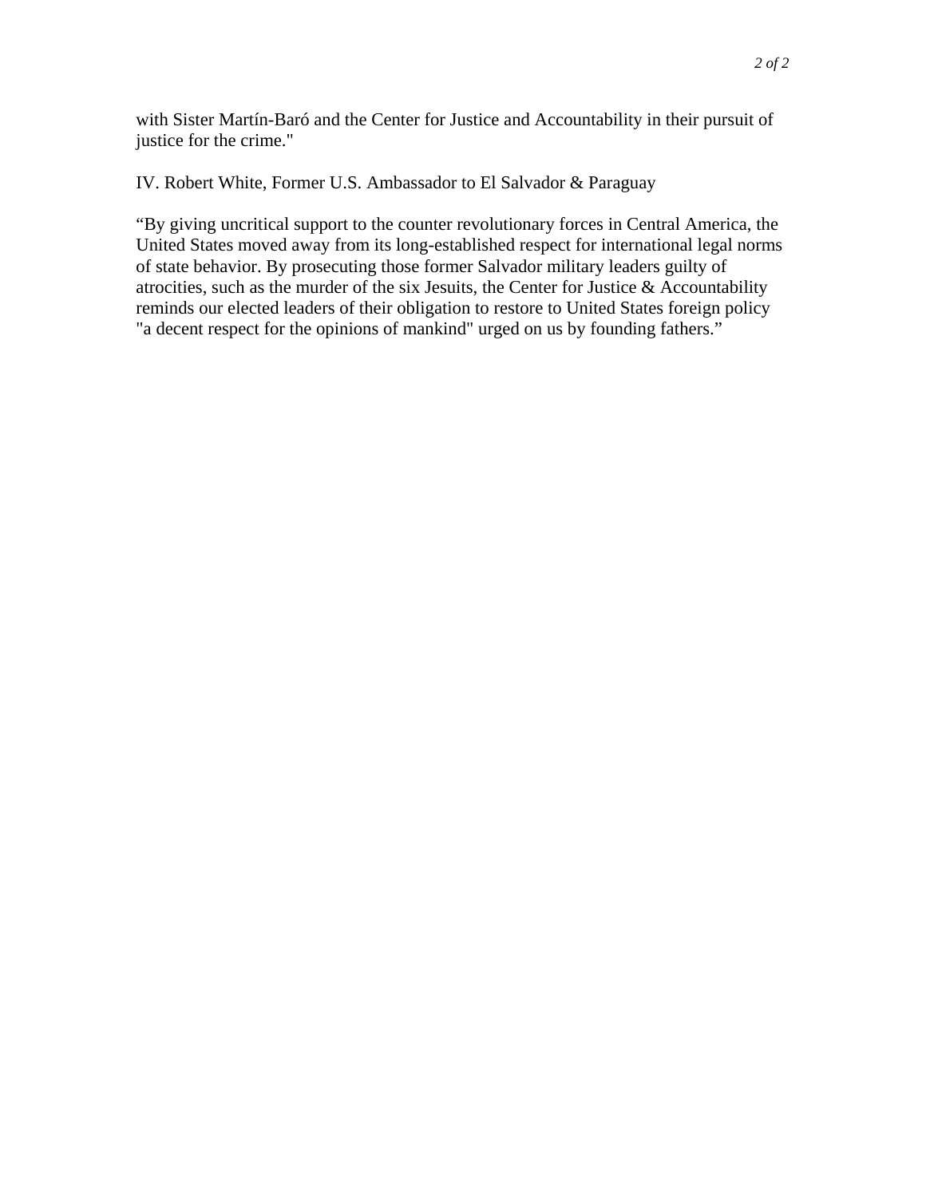with Sister Martín-Baró and the Center for Justice and Accountability in their pursuit of justice for the crime."

IV. Robert White, Former U.S. Ambassador to El Salvador & Paraguay

“By giving uncritical support to the counter revolutionary forces in Central America, the United States moved away from its long-established respect for international legal norms of state behavior. By prosecuting those former Salvador military leaders guilty of atrocities, such as the murder of the six Jesuits, the Center for Justice & Accountability reminds our elected leaders of their obligation to restore to United States foreign policy "a decent respect for the opinions of mankind" urged on us by founding fathers.”